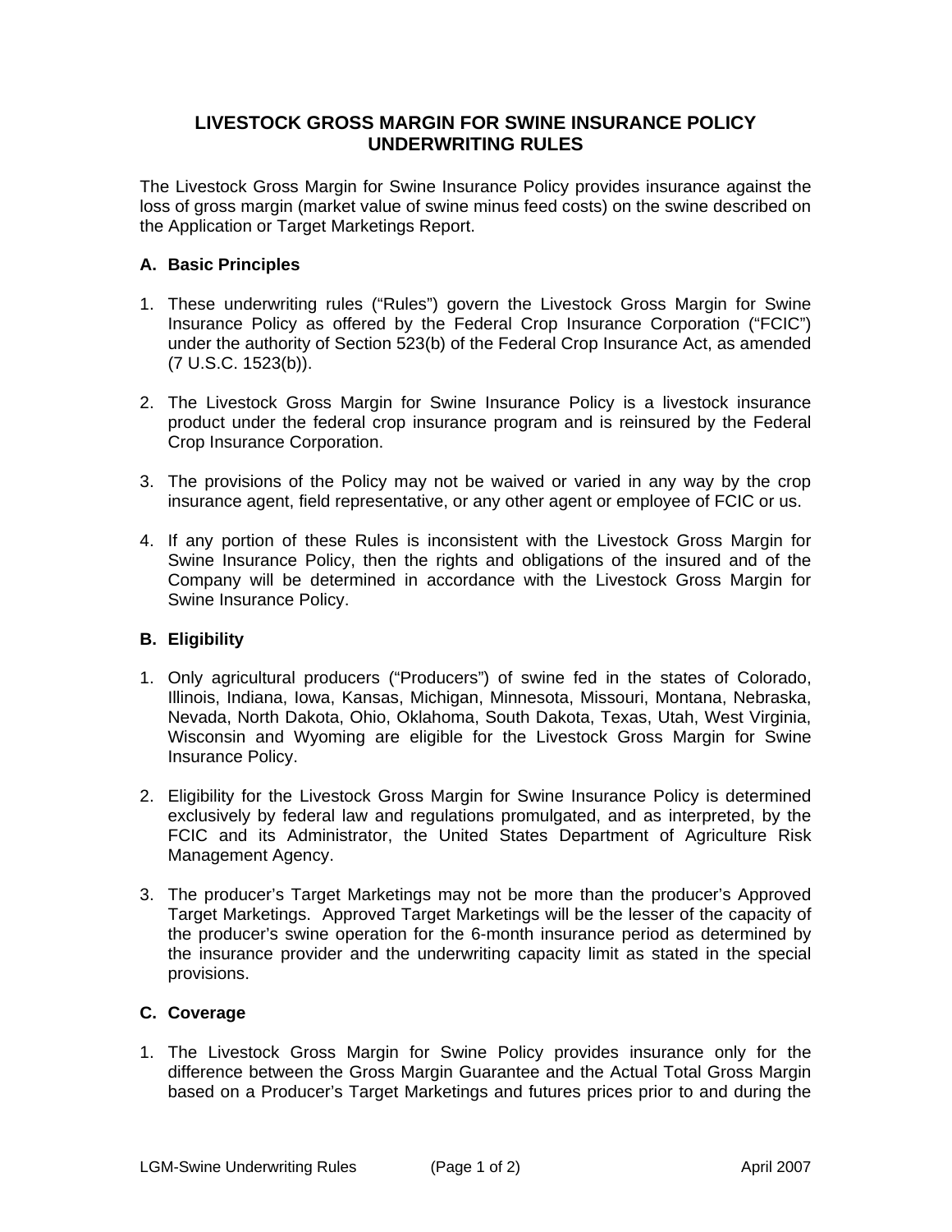# LIVESTOCK GROSS MARGIN FOR SWINE INSURANCE POLICY UNDERWRITING RULES

The Livestock Gross Margin for Swine Insurance Policy provides insurance against the loss of gross margin (market value of swine minus feed costs) on the swine described on the Application or Target Marketings Report.

## A. Basic Principles

1. These underwriting rules ("Rules") govern the Livestock Gross Margin for Swine Insurance Policy as offered by the Federal Crop Insurance Corporation ("FCIC") under the authority of Section 523(b) of the Federal Crop Insurance Act, as amended (7 U.S.C. 1523(b)).

2. The Livestock Gross Margin for Swine Insurance Policy is a livestock insurance product under the federal crop insurance program and is reinsured by the Federal Crop Insurance Corporation.

3. The provisions of the Policy may not be waived or varied in any way by the crop insurance agent, field representative, or any other agent or employee of FCIC or us.

4. If any portion of these Rules is inconsistent with the Livestock Gross Margin for Swine Insurance Policy, then the rights and obligations of the insured and of the Company will be determined in accordance with the Livestock Gross Margin for Swine Insurance Policy.

## B. Eligibility

1. Only agricultural producers ("Producers") of swine fed in the states of Colorado, Illinois, Indiana, Iowa, Kansas, Michigan, Minnesota, Missouri, Montana, Nebraska, Nevada, North Dakota, Ohio, Oklahoma, South Dakota, Texas, Utah, West Virginia, Wisconsin and Wyoming are eligible for the Livestock Gross Margin for Swine Insurance Policy.

2. Eligibility for the Livestock Gross Margin for Swine Insurance Policy is determined exclusively by federal law and regulations promulgated, and as interpreted, by the FCIC and its Administrator, the United States Department of Agriculture Risk Management Agency.

3. The producer's Target Marketings may not be more than the producer's Approved Target Marketings. Approved Target Marketings will be the lesser of the capacity of the producer's swine operation for the 6-month insurance period as determined by the insurance provider and the underwriting capacity limit as stated in the special provisions.

## C. Coverage

1. The Livestock Gross Margin for Swine Policy provides insurance only for the difference between the Gross Margin Guarantee and the Actual Total Gross Margin based on a Producer's Target Marketings and futures prices prior to and during the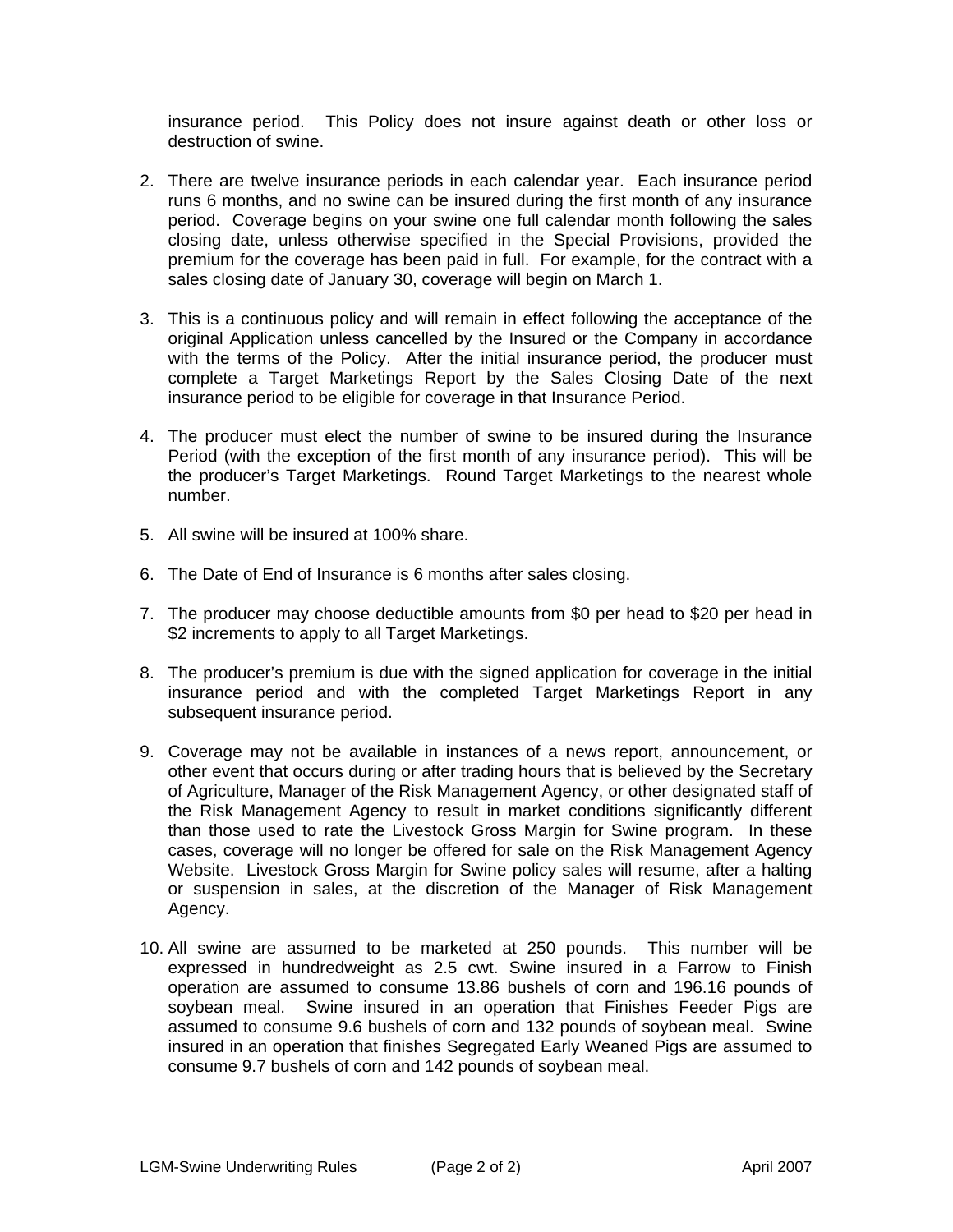insurance period. This Policy does not insure against death or other loss or destruction of swine.

2. There are twelve insurance periods in each calendar year. Each insurance period runs 6 months, and no swine can be insured during the first month of any insurance period. Coverage begins on your swine one full calendar month following the sales closing date, unless otherwise specified in the Special Provisions, provided the premium for the coverage has been paid in full. For example, for the contract with a sales closing date of January 30, coverage will begin on March 1.

3. This is a continuous policy and will remain in effect following the acceptance of the original Application unless cancelled by the Insured or the Company in accordance with the terms of the Policy. After the initial insurance period, the producer must complete a Target Marketings Report by the Sales Closing Date of the next insurance period to be eligible for coverage in that Insurance Period.

4. The producer must elect the number of swine to be insured during the Insurance Period (with the exception of the first month of any insurance period). This will be the producer's Target Marketings. Round Target Marketings to the nearest whole number.

5. All swine will be insured at 100% share.

6. The Date of End of Insurance is 6 months after sales closing.

7. The producer may choose deductible amounts from $0 per head to $20 per head in $2 increments to apply to all Target Marketings.

8. The producer's premium is due with the signed application for coverage in the initial insurance period and with the completed Target Marketings Report in any subsequent insurance period.

9. Coverage may not be available in instances of a news report, announcement, or other event that occurs during or after trading hours that is believed by the Secretary of Agriculture, Manager of the Risk Management Agency, or other designated staff of the Risk Management Agency to result in market conditions significantly different than those used to rate the Livestock Gross Margin for Swine program. In these cases, coverage will no longer be offered for sale on the Risk Management Agency Website. Livestock Gross Margin for Swine policy sales will resume, after a halting or suspension in sales, at the discretion of the Manager of Risk Management Agency.

10. All swine are assumed to be marketed at 250 pounds. This number will be expressed in hundredweight as 2.5 cwt. Swine insured in a Farrow to Finish operation are assumed to consume 13.86 bushels of corn and 196.16 pounds of soybean meal. Swine insured in an operation that Finishes Feeder Pigs are assumed to consume 9.6 bushels of corn and 132 pounds of soybean meal. Swine insured in an operation that finishes Segregated Early Weaned Pigs are assumed to consume 9.7 bushels of corn and 142 pounds of soybean meal.